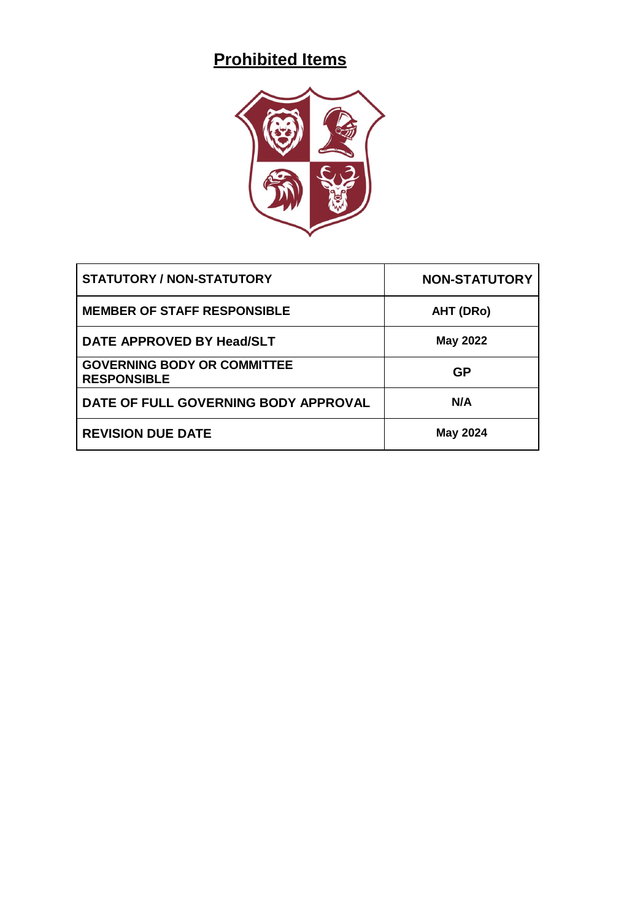# Prohibited Items

| STATUTORY / NON-STATUTORY | NON-STATUTORY |
|---|---|
| MEMBER OF STAFF RESPONSIBLE | AHT (DRo) |
| DATE APPROVED BY Head/SLT | May 2022 |
| GOVERNING BODY OR COMMITTEE RESPONSIBLE | GP |
| DATE OF FULL GOVERNING BODY APPROVAL | N/A |
| REVISION DUE DATE | May 2024 |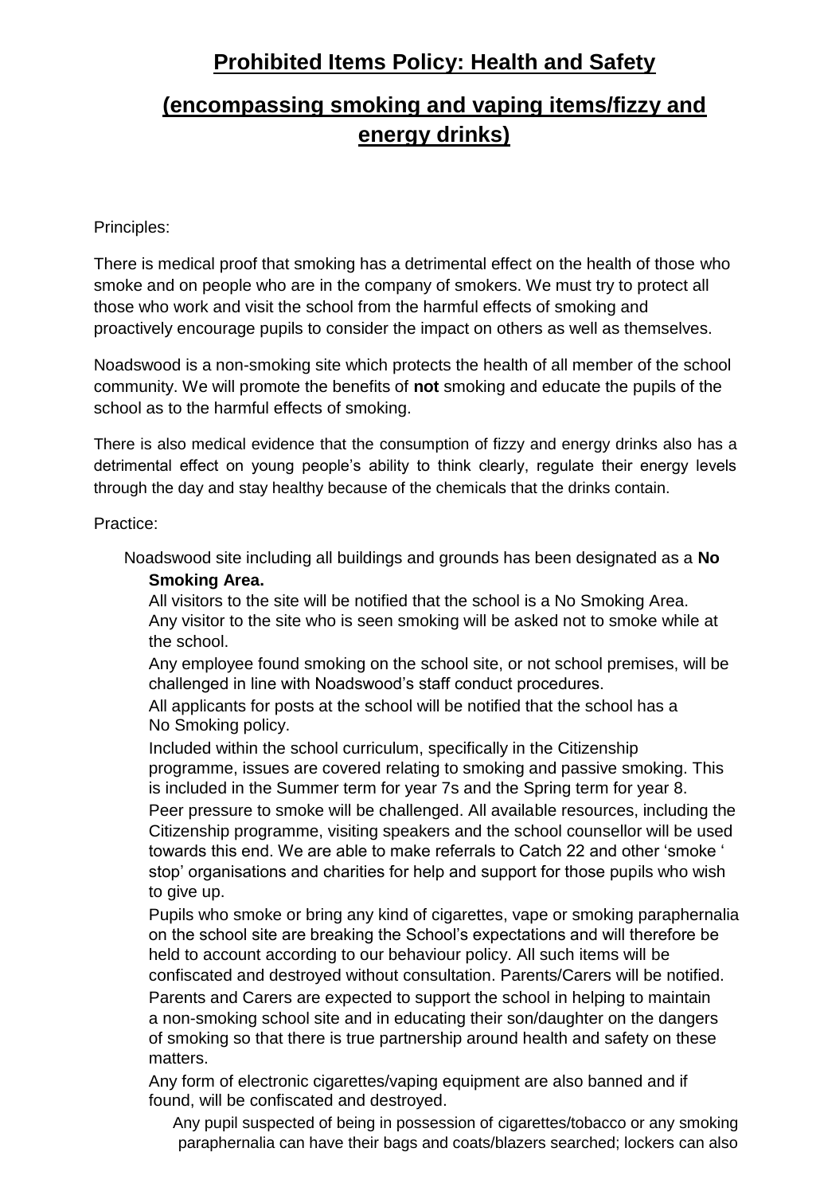# Prohibited Items Policy: Health and Safety

## (encompassing smoking and vaping items/fizzy and energy drinks)

Principles:

There is medical proof that smoking has a detrimental effect on the health of those who smoke and on people who are in the company of smokers. We must try to protect all those who work and visit the school from the harmful effects of smoking and proactively encourage pupils to consider the impact on others as well as themselves.

Noadswood is a non-smoking site which protects the health of all member of the school community. We will promote the benefits of **not** smoking and educate the pupils of the school as to the harmful effects of smoking.

There is also medical evidence that the consumption of fizzy and energy drinks also has a detrimental effect on young people's ability to think clearly, regulate their energy levels through the day and stay healthy because of the chemicals that the drinks contain.

Practice:

Noadswood site including all buildings and grounds has been designated as a **No Smoking Area.**

All visitors to the site will be notified that the school is a No Smoking Area.

Any visitor to the site who is seen smoking will be asked not to smoke while at the school.

Any employee found smoking on the school site, or not school premises, will be challenged in line with Noadswood's staff conduct procedures.

All applicants for posts at the school will be notified that the school has a No Smoking policy.

Included within the school curriculum, specifically in the Citizenship programme, issues are covered relating to smoking and passive smoking. This is included in the Summer term for year 7s and the Spring term for year 8.

Peer pressure to smoke will be challenged. All available resources, including the Citizenship programme, visiting speakers and the school counsellor will be used towards this end. We are able to make referrals to Catch 22 and other 'smoke ' stop' organisations and charities for help and support for those pupils who wish to give up.

Pupils who smoke or bring any kind of cigarettes, vape or smoking paraphernalia on the school site are breaking the School's expectations and will therefore be held to account according to our behaviour policy. All such items will be confiscated and destroyed without consultation. Parents/Carers will be notified.

Parents and Carers are expected to support the school in helping to maintain a non-smoking school site and in educating their son/daughter on the dangers of smoking so that there is true partnership around health and safety on these matters.

Any form of electronic cigarettes/vaping equipment are also banned and if found, will be confiscated and destroyed.

Any pupil suspected of being in possession of cigarettes/tobacco or any smoking paraphernalia can have their bags and coats/blazers searched; lockers can also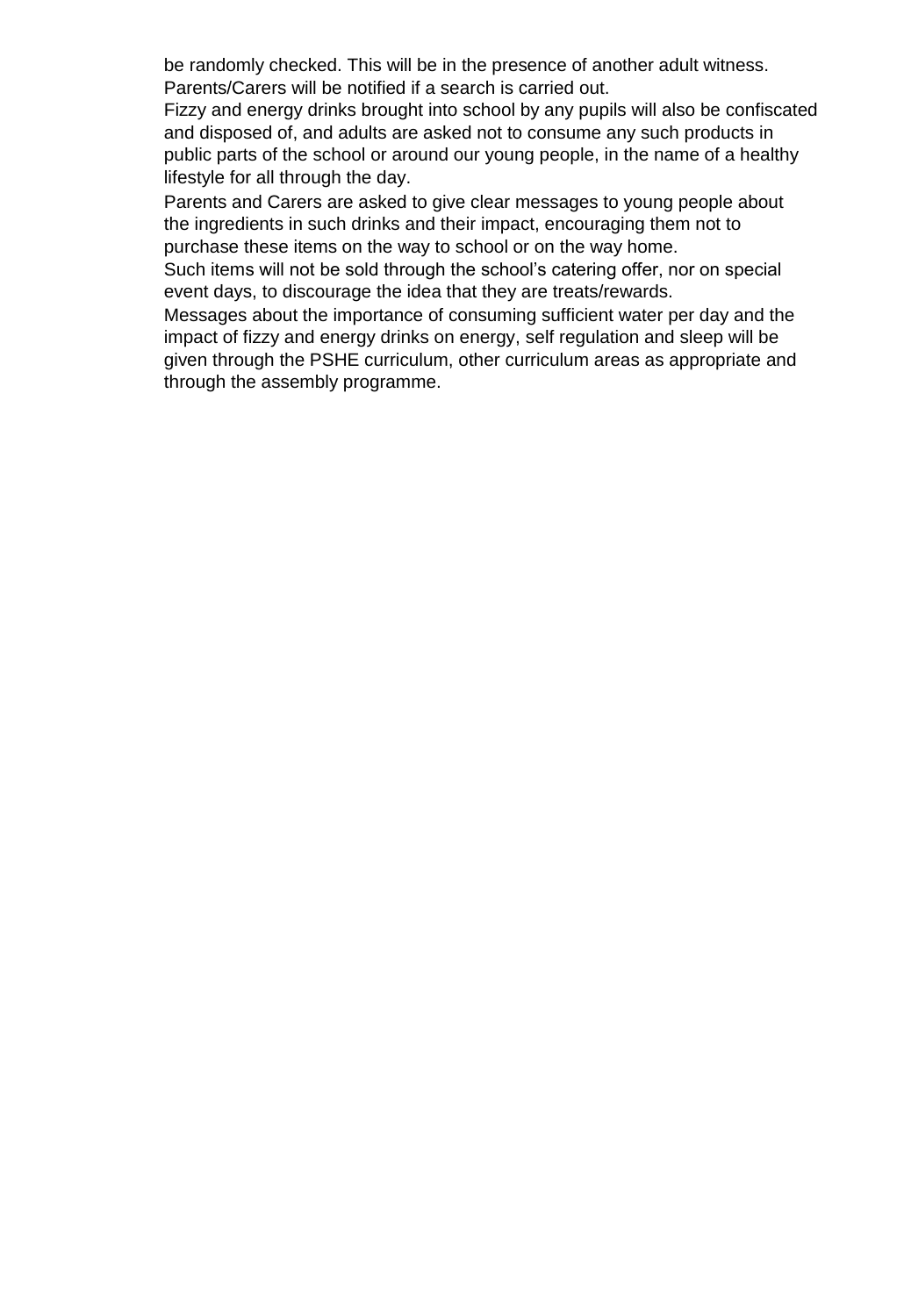be randomly checked. This will be in the presence of another adult witness. Parents/Carers will be notified if a search is carried out.

Fizzy and energy drinks brought into school by any pupils will also be confiscated and disposed of, and adults are asked not to consume any such products in public parts of the school or around our young people, in the name of a healthy lifestyle for all through the day.

Parents and Carers are asked to give clear messages to young people about the ingredients in such drinks and their impact, encouraging them not to purchase these items on the way to school or on the way home.

Such items will not be sold through the school's catering offer, nor on special event days, to discourage the idea that they are treats/rewards.

Messages about the importance of consuming sufficient water per day and the impact of fizzy and energy drinks on energy, self regulation and sleep will be given through the PSHE curriculum, other curriculum areas as appropriate and through the assembly programme.